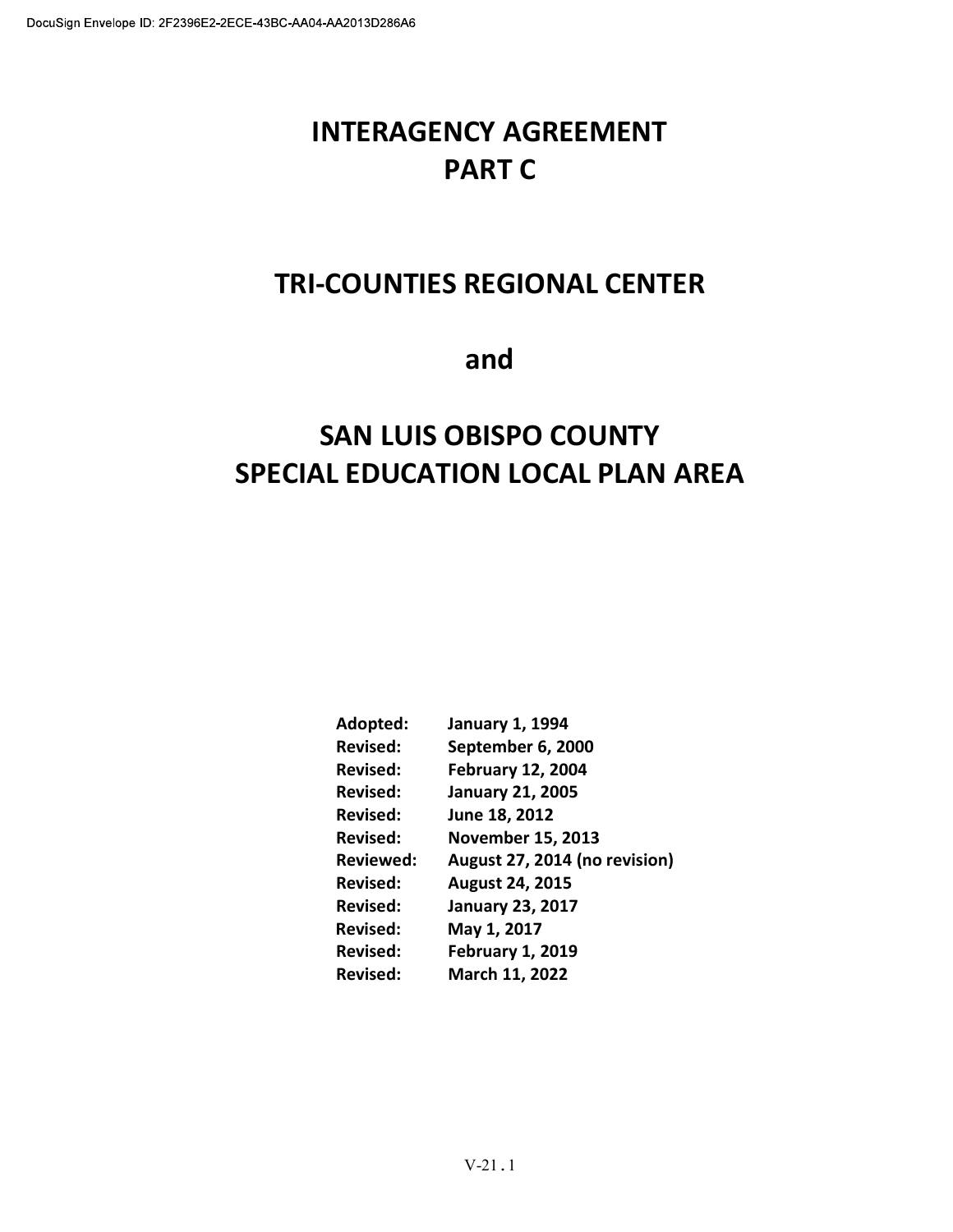# INTERAGENCY AGREEMENT
# PART C

# TRI-COUNTIES REGIONAL CENTER

# and

# SAN LUIS OBISPO COUNTY
# SPECIAL EDUCATION LOCAL PLAN AREA

| | |
|---|---|
| **Adopted:** | **January 1, 1994** |
| **Revised:** | **September 6, 2000** |
| **Revised:** | **February 12, 2004** |
| **Revised:** | **January 21, 2005** |
| **Revised:** | **June 18, 2012** |
| **Revised:** | **November 15, 2013** |
| **Reviewed:** | **August 27, 2014 (no revision)** |
| **Revised:** | **August 24, 2015** |
| **Revised:** | **January 23, 2017** |
| **Revised:** | **May 1, 2017** |
| **Revised:** | **February 1, 2019** |
| **Revised:** | **March 11, 2022** |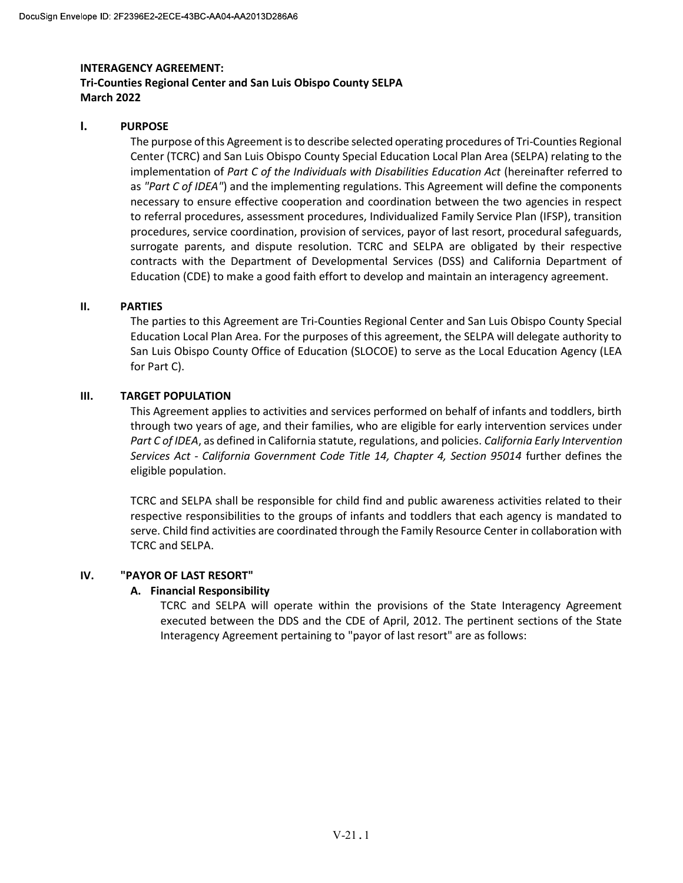**INTERAGENCY AGREEMENT:**
**Tri-Counties Regional Center and San Luis Obispo County SELPA**
**March 2022**

## I. PURPOSE

The purpose of this Agreement is to describe selected operating procedures of Tri-Counties Regional Center (TCRC) and San Luis Obispo County Special Education Local Plan Area (SELPA) relating to the implementation of *Part C of the Individuals with Disabilities Education Act* (hereinafter referred to as *"Part C of IDEA"*) and the implementing regulations. This Agreement will define the components necessary to ensure effective cooperation and coordination between the two agencies in respect to referral procedures, assessment procedures, Individualized Family Service Plan (IFSP), transition procedures, service coordination, provision of services, payor of last resort, procedural safeguards, surrogate parents, and dispute resolution. TCRC and SELPA are obligated by their respective contracts with the Department of Developmental Services (DSS) and California Department of Education (CDE) to make a good faith effort to develop and maintain an interagency agreement.

## II. PARTIES

The parties to this Agreement are Tri-Counties Regional Center and San Luis Obispo County Special Education Local Plan Area. For the purposes of this agreement, the SELPA will delegate authority to San Luis Obispo County Office of Education (SLOCOE) to serve as the Local Education Agency (LEA for Part C).

## III. TARGET POPULATION

This Agreement applies to activities and services performed on behalf of infants and toddlers, birth through two years of age, and their families, who are eligible for early intervention services under *Part C of IDEA*, as defined in California statute, regulations, and policies. *California Early Intervention Services Act - California Government Code Title 14, Chapter 4, Section 95014* further defines the eligible population.

TCRC and SELPA shall be responsible for child find and public awareness activities related to their respective responsibilities to the groups of infants and toddlers that each agency is mandated to serve. Child find activities are coordinated through the Family Resource Center in collaboration with TCRC and SELPA.

## IV. "PAYOR OF LAST RESORT"

### A. Financial Responsibility

TCRC and SELPA will operate within the provisions of the State Interagency Agreement executed between the DDS and the CDE of April, 2012. The pertinent sections of the State Interagency Agreement pertaining to "payor of last resort" are as follows: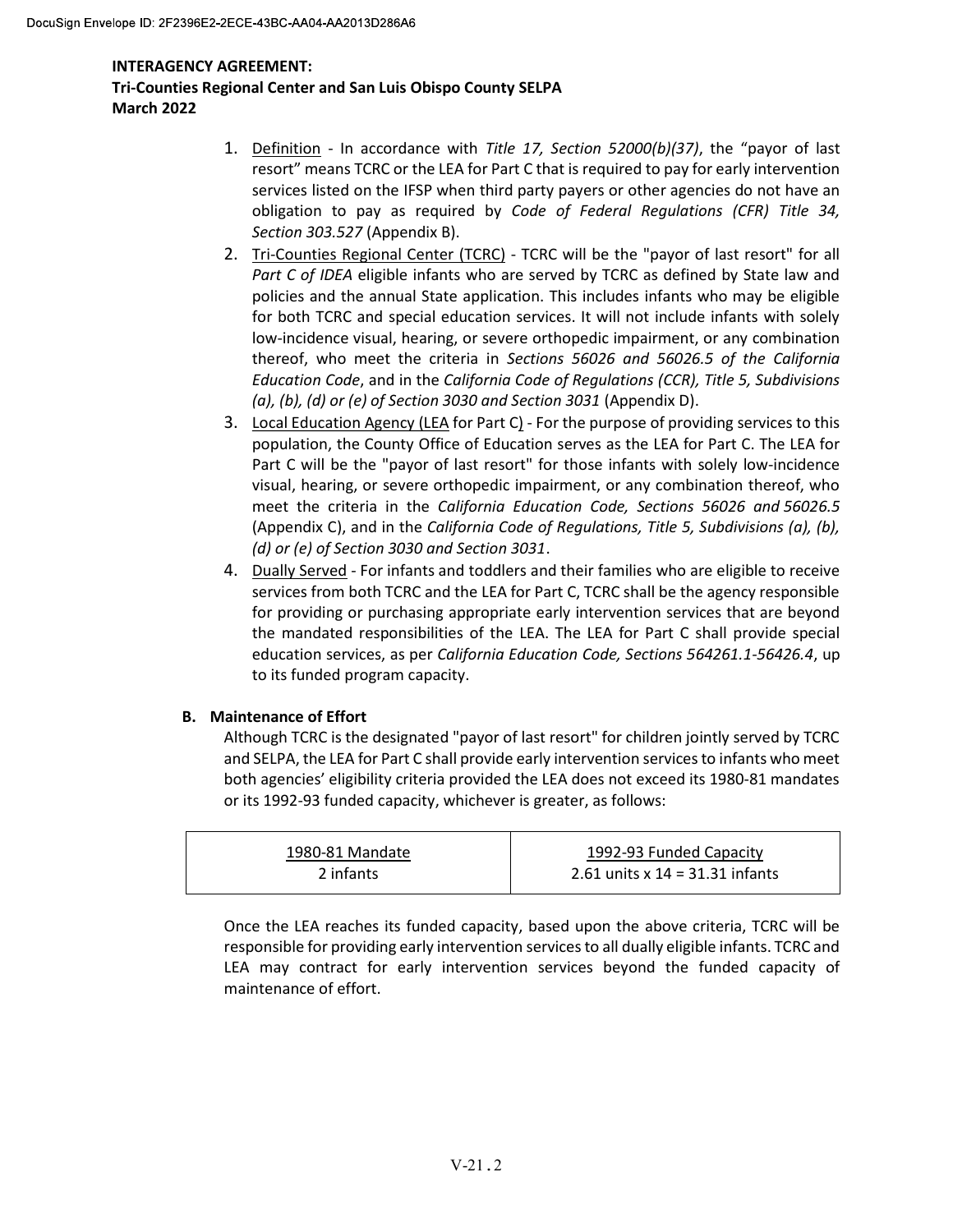**INTERAGENCY AGREEMENT:**
**Tri-Counties Regional Center and San Luis Obispo County SELPA**
**March 2022**

1. Definition - In accordance with *Title 17, Section 52000(b)(37)*, the "payor of last resort" means TCRC or the LEA for Part C that is required to pay for early intervention services listed on the IFSP when third party payers or other agencies do not have an obligation to pay as required by *Code of Federal Regulations (CFR) Title 34, Section 303.527* (Appendix B).
2. Tri-Counties Regional Center (TCRC) - TCRC will be the "payor of last resort" for all *Part C of IDEA* eligible infants who are served by TCRC as defined by State law and policies and the annual State application. This includes infants who may be eligible for both TCRC and special education services. It will not include infants with solely low-incidence visual, hearing, or severe orthopedic impairment, or any combination thereof, who meet the criteria in *Sections 56026 and 56026.5 of the California Education Code*, and in the *California Code of Regulations (CCR), Title 5, Subdivisions (a), (b), (d) or (e) of Section 3030 and Section 3031* (Appendix D).
3. Local Education Agency (LEA for Part C) - For the purpose of providing services to this population, the County Office of Education serves as the LEA for Part C. The LEA for Part C will be the "payor of last resort" for those infants with solely low-incidence visual, hearing, or severe orthopedic impairment, or any combination thereof, who meet the criteria in the *California Education Code, Sections 56026 and 56026.5* (Appendix C), and in the *California Code of Regulations, Title 5, Subdivisions (a), (b), (d) or (e) of Section 3030 and Section 3031*.
4. Dually Served - For infants and toddlers and their families who are eligible to receive services from both TCRC and the LEA for Part C, TCRC shall be the agency responsible for providing or purchasing appropriate early intervention services that are beyond the mandated responsibilities of the LEA. The LEA for Part C shall provide special education services, as per *California Education Code, Sections 564261.1-56426.4*, up to its funded program capacity.

**B. Maintenance of Effort**

Although TCRC is the designated "payor of last resort" for children jointly served by TCRC and SELPA, the LEA for Part C shall provide early intervention services to infants who meet both agencies' eligibility criteria provided the LEA does not exceed its 1980-81 mandates or its 1992-93 funded capacity, whichever is greater, as follows:

| 1980-81 Mandate | 1992-93 Funded Capacity |
|---|---|
| 2 infants | 2.61 units x 14 = 31.31 infants |

Once the LEA reaches its funded capacity, based upon the above criteria, TCRC will be responsible for providing early intervention services to all dually eligible infants. TCRC and LEA may contract for early intervention services beyond the funded capacity of maintenance of effort.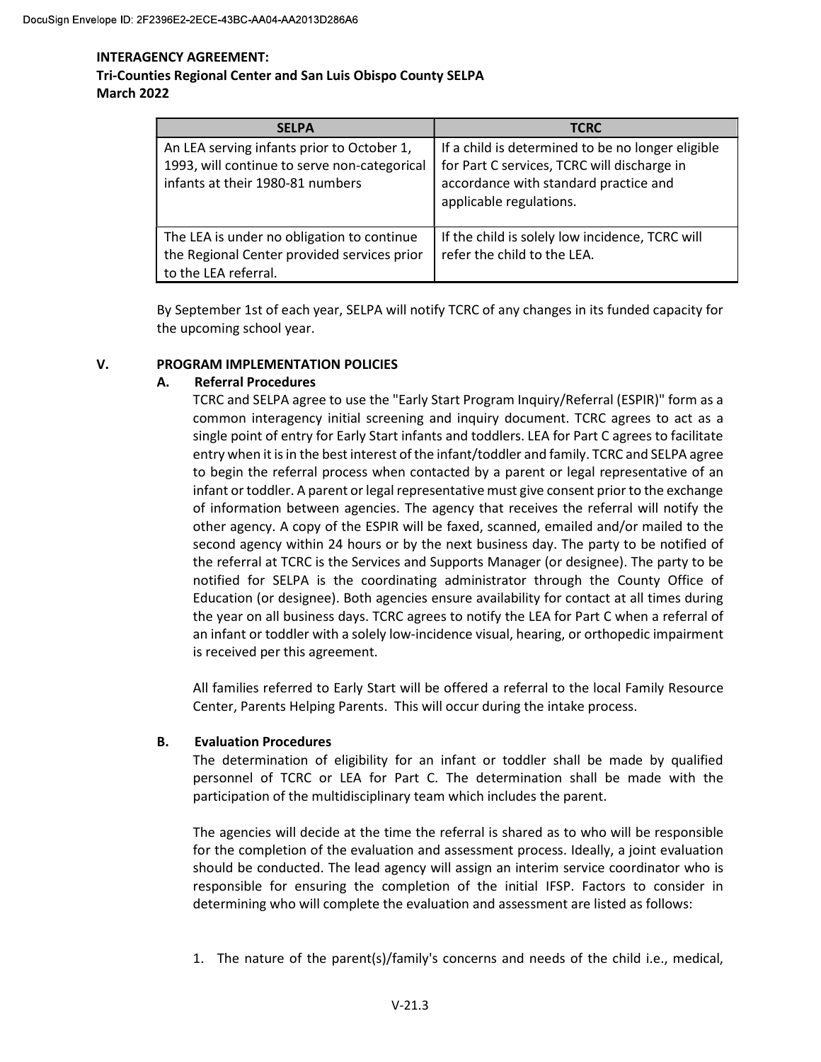**INTERAGENCY AGREEMENT:**
**Tri-Counties Regional Center and San Luis Obispo County SELPA**
**March 2022**

| SELPA | TCRC |
|---|---|
| An LEA serving infants prior to October 1, 1993, will continue to serve non-categorical infants at their 1980-81 numbers | If a child is determined to be no longer eligible for Part C services, TCRC will discharge in accordance with standard practice and applicable regulations. |
| The LEA is under no obligation to continue the Regional Center provided services prior to the LEA referral. | If the child is solely low incidence, TCRC will refer the child to the LEA. |

By September 1st of each year, SELPA will notify TCRC of any changes in its funded capacity for the upcoming school year.

## V. PROGRAM IMPLEMENTATION POLICIES

### A. Referral Procedures

TCRC and SELPA agree to use the "Early Start Program Inquiry/Referral (ESPIR)" form as a common interagency initial screening and inquiry document. TCRC agrees to act as a single point of entry for Early Start infants and toddlers. LEA for Part C agrees to facilitate entry when it is in the best interest of the infant/toddler and family. TCRC and SELPA agree to begin the referral process when contacted by a parent or legal representative of an infant or toddler. A parent or legal representative must give consent prior to the exchange of information between agencies. The agency that receives the referral will notify the other agency. A copy of the ESPIR will be faxed, scanned, emailed and/or mailed to the second agency within 24 hours or by the next business day. The party to be notified of the referral at TCRC is the Services and Supports Manager (or designee). The party to be notified for SELPA is the coordinating administrator through the County Office of Education (or designee). Both agencies ensure availability for contact at all times during the year on all business days. TCRC agrees to notify the LEA for Part C when a referral of an infant or toddler with a solely low-incidence visual, hearing, or orthopedic impairment is received per this agreement.

All families referred to Early Start will be offered a referral to the local Family Resource Center, Parents Helping Parents. This will occur during the intake process.

### B. Evaluation Procedures

The determination of eligibility for an infant or toddler shall be made by qualified personnel of TCRC or LEA for Part C. The determination shall be made with the participation of the multidisciplinary team which includes the parent.

The agencies will decide at the time the referral is shared as to who will be responsible for the completion of the evaluation and assessment process. Ideally, a joint evaluation should be conducted. The lead agency will assign an interim service coordinator who is responsible for ensuring the completion of the initial IFSP. Factors to consider in determining who will complete the evaluation and assessment are listed as follows:

1. The nature of the parent(s)/family's concerns and needs of the child i.e., medical,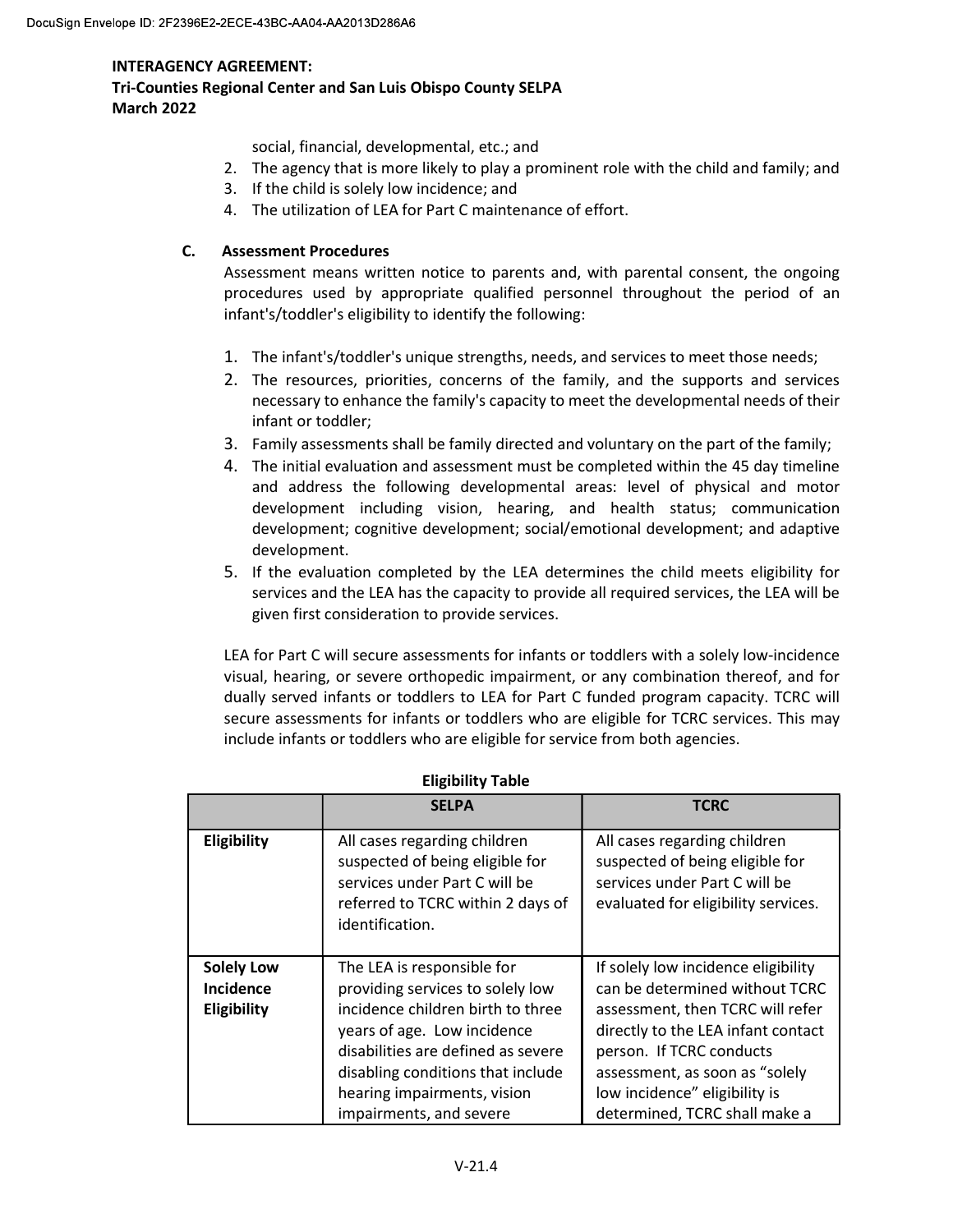social, financial, developmental, etc.; and

2. The agency that is more likely to play a prominent role with the child and family; and
3. If the child is solely low incidence; and
4. The utilization of LEA for Part C maintenance of effort.

**C. Assessment Procedures**

Assessment means written notice to parents and, with parental consent, the ongoing procedures used by appropriate qualified personnel throughout the period of an infant's/toddler's eligibility to identify the following:

1. The infant's/toddler's unique strengths, needs, and services to meet those needs;
2. The resources, priorities, concerns of the family, and the supports and services necessary to enhance the family's capacity to meet the developmental needs of their infant or toddler;
3. Family assessments shall be family directed and voluntary on the part of the family;
4. The initial evaluation and assessment must be completed within the 45 day timeline and address the following developmental areas: level of physical and motor development including vision, hearing, and health status; communication development; cognitive development; social/emotional development; and adaptive development.
5. If the evaluation completed by the LEA determines the child meets eligibility for services and the LEA has the capacity to provide all required services, the LEA will be given first consideration to provide services.

LEA for Part C will secure assessments for infants or toddlers with a solely low-incidence visual, hearing, or severe orthopedic impairment, or any combination thereof, and for dually served infants or toddlers to LEA for Part C funded program capacity. TCRC will secure assessments for infants or toddlers who are eligible for TCRC services. This may include infants or toddlers who are eligible for service from both agencies.

**Eligibility Table**

| | SELPA | TCRC |
|---|---|---|
| **Eligibility** | All cases regarding children suspected of being eligible for services under Part C will be referred to TCRC within 2 days of identification. | All cases regarding children suspected of being eligible for services under Part C will be evaluated for eligibility services. |
| **Solely Low Incidence Eligibility** | The LEA is responsible for providing services to solely low incidence children birth to three years of age. Low incidence disabilities are defined as severe disabling conditions that include hearing impairments, vision impairments, and severe | If solely low incidence eligibility can be determined without TCRC assessment, then TCRC will refer directly to the LEA infant contact person. If TCRC conducts assessment, as soon as "solely low incidence" eligibility is determined, TCRC shall make a |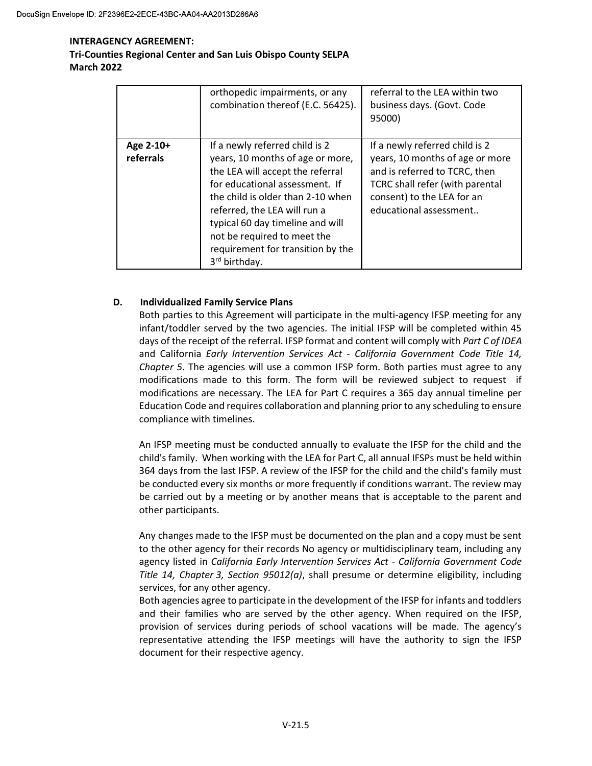| | | |
|---|---|---|
| | orthopedic impairments, or any combination thereof (E.C. 56425). | referral to the LEA within two business days. (Govt. Code 95000) |
| **Age 2-10+ referrals** | If a newly referred child is 2 years, 10 months of age or more, the LEA will accept the referral for educational assessment. If the child is older than 2-10 when referred, the LEA will run a typical 60 day timeline and will not be required to meet the requirement for transition by the 3rd birthday. | If a newly referred child is 2 years, 10 months of age or more and is referred to TCRC, then TCRC shall refer (with parental consent) to the LEA for an educational assessment.. |

### D. Individualized Family Service Plans

Both parties to this Agreement will participate in the multi-agency IFSP meeting for any infant/toddler served by the two agencies. The initial IFSP will be completed within 45 days of the receipt of the referral. IFSP format and content will comply with *Part C of IDEA* and California *Early Intervention Services Act - California Government Code Title 14, Chapter 5*. The agencies will use a common IFSP form. Both parties must agree to any modifications made to this form. The form will be reviewed subject to request if modifications are necessary. The LEA for Part C requires a 365 day annual timeline per Education Code and requires collaboration and planning prior to any scheduling to ensure compliance with timelines.

An IFSP meeting must be conducted annually to evaluate the IFSP for the child and the child's family. When working with the LEA for Part C, all annual IFSPs must be held within 364 days from the last IFSP. A review of the IFSP for the child and the child's family must be conducted every six months or more frequently if conditions warrant. The review may be carried out by a meeting or by another means that is acceptable to the parent and other participants.

Any changes made to the IFSP must be documented on the plan and a copy must be sent to the other agency for their records No agency or multidisciplinary team, including any agency listed in *California Early Intervention Services Act - California Government Code Title 14, Chapter 3, Section 95012(a)*, shall presume or determine eligibility, including services, for any other agency.

Both agencies agree to participate in the development of the IFSP for infants and toddlers and their families who are served by the other agency. When required on the IFSP, provision of services during periods of school vacations will be made. The agency's representative attending the IFSP meetings will have the authority to sign the IFSP document for their respective agency.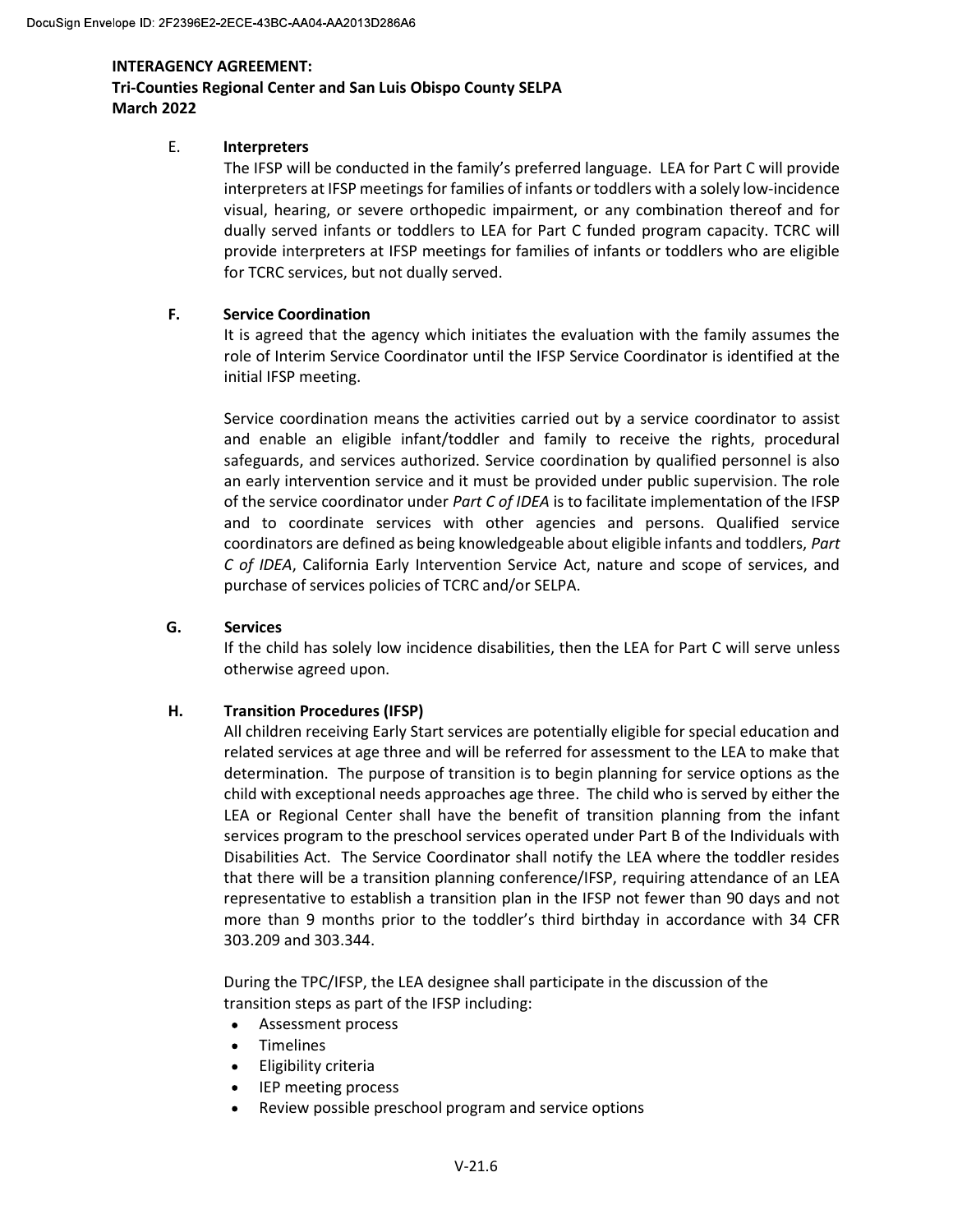**INTERAGENCY AGREEMENT:**
**Tri-Counties Regional Center and San Luis Obispo County SELPA**
**March 2022**

E. **Interpreters**

The IFSP will be conducted in the family's preferred language. LEA for Part C will provide interpreters at IFSP meetings for families of infants or toddlers with a solely low-incidence visual, hearing, or severe orthopedic impairment, or any combination thereof and for dually served infants or toddlers to LEA for Part C funded program capacity. TCRC will provide interpreters at IFSP meetings for families of infants or toddlers who are eligible for TCRC services, but not dually served.

**F. Service Coordination**

It is agreed that the agency which initiates the evaluation with the family assumes the role of Interim Service Coordinator until the IFSP Service Coordinator is identified at the initial IFSP meeting.

Service coordination means the activities carried out by a service coordinator to assist and enable an eligible infant/toddler and family to receive the rights, procedural safeguards, and services authorized. Service coordination by qualified personnel is also an early intervention service and it must be provided under public supervision. The role of the service coordinator under *Part C of IDEA* is to facilitate implementation of the IFSP and to coordinate services with other agencies and persons. Qualified service coordinators are defined as being knowledgeable about eligible infants and toddlers, *Part C of IDEA*, California Early Intervention Service Act, nature and scope of services, and purchase of services policies of TCRC and/or SELPA.

**G. Services**

If the child has solely low incidence disabilities, then the LEA for Part C will serve unless otherwise agreed upon.

**H. Transition Procedures (IFSP)**

All children receiving Early Start services are potentially eligible for special education and related services at age three and will be referred for assessment to the LEA to make that determination. The purpose of transition is to begin planning for service options as the child with exceptional needs approaches age three. The child who is served by either the LEA or Regional Center shall have the benefit of transition planning from the infant services program to the preschool services operated under Part B of the Individuals with Disabilities Act. The Service Coordinator shall notify the LEA where the toddler resides that there will be a transition planning conference/IFSP, requiring attendance of an LEA representative to establish a transition plan in the IFSP not fewer than 90 days and not more than 9 months prior to the toddler's third birthday in accordance with 34 CFR 303.209 and 303.344.

During the TPC/IFSP, the LEA designee shall participate in the discussion of the transition steps as part of the IFSP including:

- Assessment process
- Timelines
- Eligibility criteria
- IEP meeting process
- Review possible preschool program and service options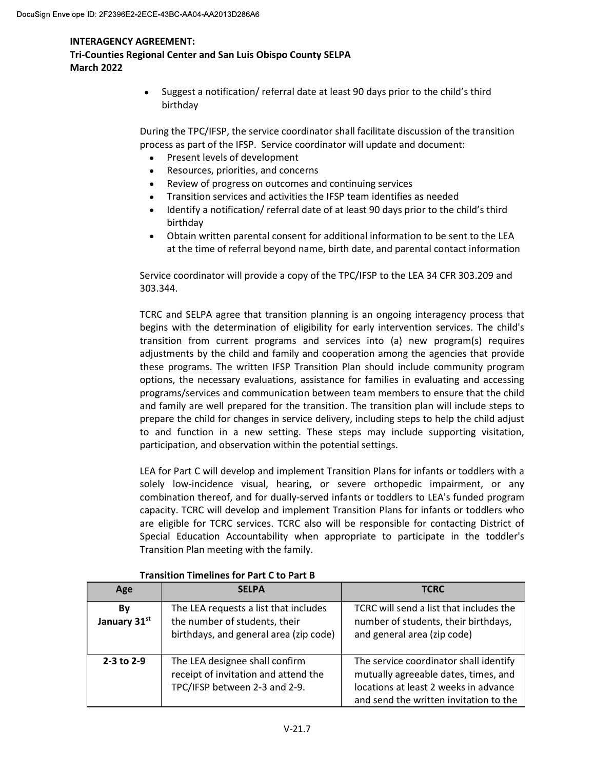- Suggest a notification/ referral date at least 90 days prior to the child's third birthday

During the TPC/IFSP, the service coordinator shall facilitate discussion of the transition process as part of the IFSP. Service coordinator will update and document:

- Present levels of development
- Resources, priorities, and concerns
- Review of progress on outcomes and continuing services
- Transition services and activities the IFSP team identifies as needed
- Identify a notification/ referral date of at least 90 days prior to the child's third birthday
- Obtain written parental consent for additional information to be sent to the LEA at the time of referral beyond name, birth date, and parental contact information

Service coordinator will provide a copy of the TPC/IFSP to the LEA 34 CFR 303.209 and 303.344.

TCRC and SELPA agree that transition planning is an ongoing interagency process that begins with the determination of eligibility for early intervention services. The child's transition from current programs and services into (a) new program(s) requires adjustments by the child and family and cooperation among the agencies that provide these programs. The written IFSP Transition Plan should include community program options, the necessary evaluations, assistance for families in evaluating and accessing programs/services and communication between team members to ensure that the child and family are well prepared for the transition. The transition plan will include steps to prepare the child for changes in service delivery, including steps to help the child adjust to and function in a new setting. These steps may include supporting visitation, participation, and observation within the potential settings.

LEA for Part C will develop and implement Transition Plans for infants or toddlers with a solely low-incidence visual, hearing, or severe orthopedic impairment, or any combination thereof, and for dually-served infants or toddlers to LEA's funded program capacity. TCRC will develop and implement Transition Plans for infants or toddlers who are eligible for TCRC services. TCRC also will be responsible for contacting District of Special Education Accountability when appropriate to participate in the toddler's Transition Plan meeting with the family.

**Transition Timelines for Part C to Part B**

| Age | SELPA | TCRC |
|---|---|---|
| **By January 31st** | The LEA requests a list that includes the number of students, their birthdays, and general area (zip code) | TCRC will send a list that includes the number of students, their birthdays, and general area (zip code) |
| **2-3 to 2-9** | The LEA designee shall confirm receipt of invitation and attend the TPC/IFSP between 2-3 and 2-9. | The service coordinator shall identify mutually agreeable dates, times, and locations at least 2 weeks in advance and send the written invitation to the |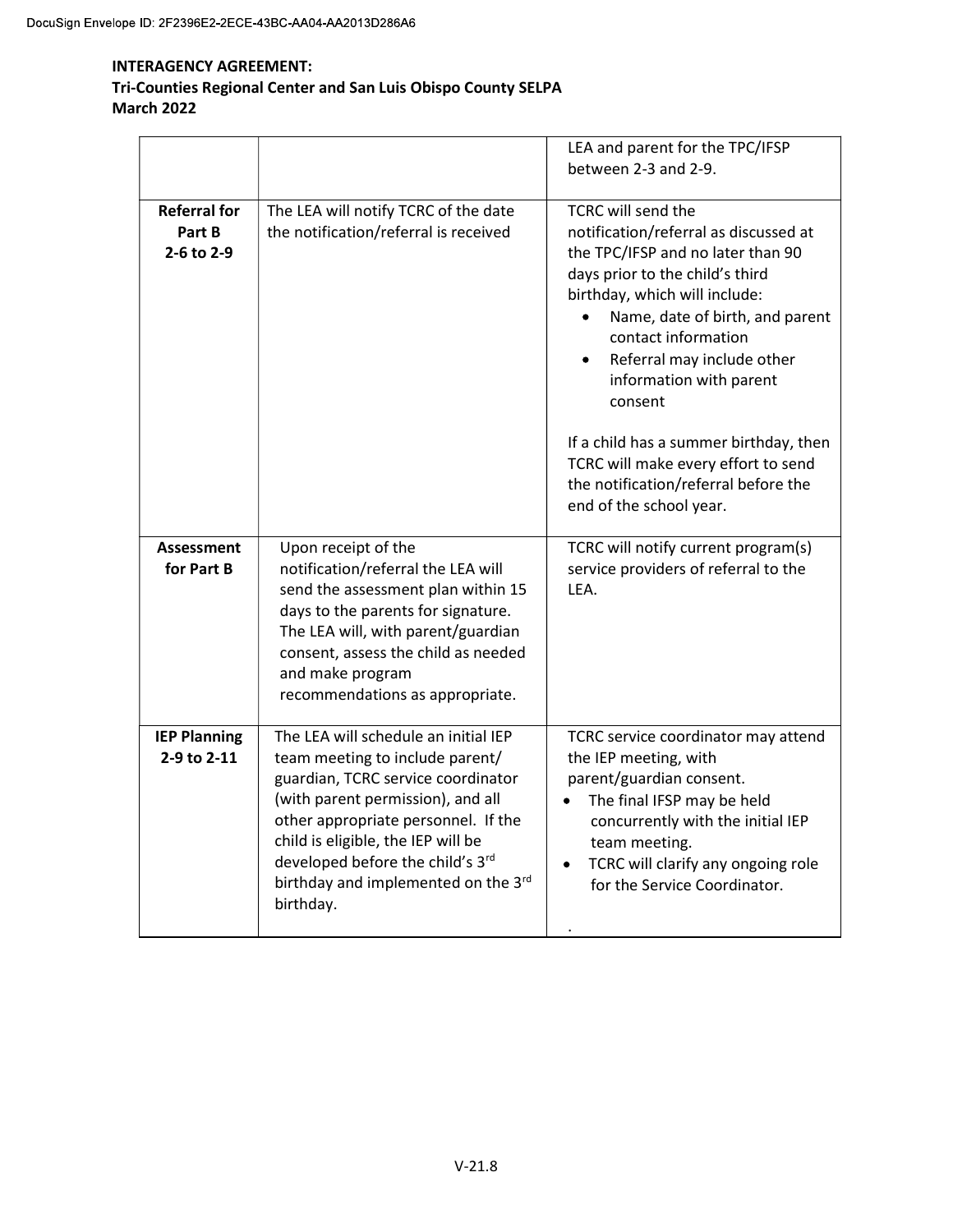**INTERAGENCY AGREEMENT:**
**Tri-Counties Regional Center and San Luis Obispo County SELPA**
**March 2022**

| | | |
|---|---|---|
| | | LEA and parent for the TPC/IFSP between 2-3 and 2-9. |
| **Referral for Part B 2-6 to 2-9** | The LEA will notify TCRC of the date the notification/referral is received | TCRC will send the notification/referral as discussed at the TPC/IFSP and no later than 90 days prior to the child's third birthday, which will include:<br>• Name, date of birth, and parent contact information<br>• Referral may include other information with parent consent<br><br>If a child has a summer birthday, then TCRC will make every effort to send the notification/referral before the end of the school year. |
| **Assessment for Part B** | Upon receipt of the notification/referral the LEA will send the assessment plan within 15 days to the parents for signature. The LEA will, with parent/guardian consent, assess the child as needed and make program recommendations as appropriate. | TCRC will notify current program(s) service providers of referral to the LEA. |
| **IEP Planning 2-9 to 2-11** | The LEA will schedule an initial IEP team meeting to include parent/ guardian, TCRC service coordinator (with parent permission), and all other appropriate personnel. If the child is eligible, the IEP will be developed before the child's 3rd birthday and implemented on the 3rd birthday. | TCRC service coordinator may attend the IEP meeting, with parent/guardian consent.<br>• The final IFSP may be held concurrently with the initial IEP team meeting.<br>• TCRC will clarify any ongoing role for the Service Coordinator. |

V-21.8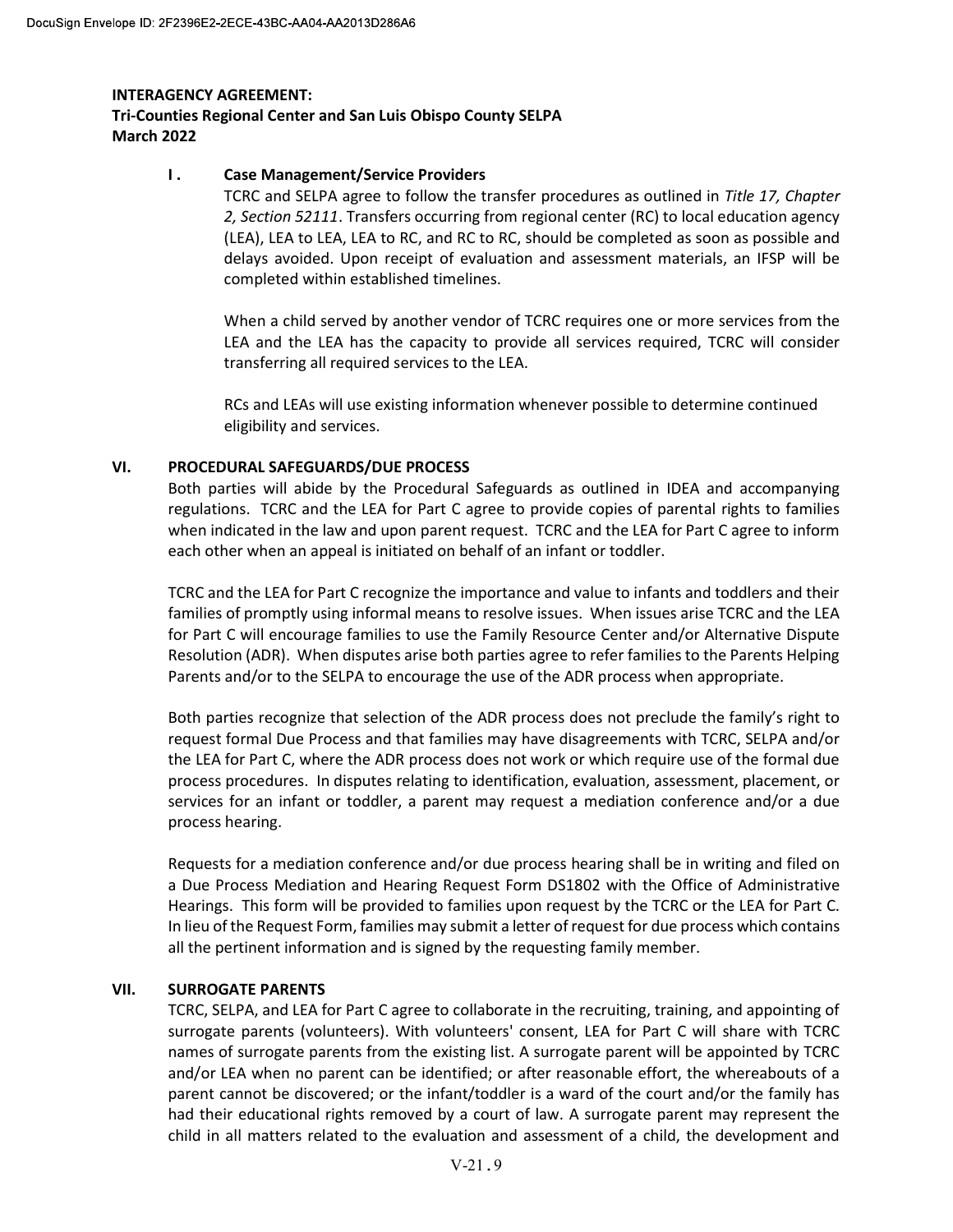**INTERAGENCY AGREEMENT:**
**Tri-Counties Regional Center and San Luis Obispo County SELPA**
**March 2022**

**I. Case Management/Service Providers**

TCRC and SELPA agree to follow the transfer procedures as outlined in *Title 17, Chapter 2, Section 52111*. Transfers occurring from regional center (RC) to local education agency (LEA), LEA to LEA, LEA to RC, and RC to RC, should be completed as soon as possible and delays avoided. Upon receipt of evaluation and assessment materials, an IFSP will be completed within established timelines.

When a child served by another vendor of TCRC requires one or more services from the LEA and the LEA has the capacity to provide all services required, TCRC will consider transferring all required services to the LEA.

RCs and LEAs will use existing information whenever possible to determine continued eligibility and services.

## VI. PROCEDURAL SAFEGUARDS/DUE PROCESS

Both parties will abide by the Procedural Safeguards as outlined in IDEA and accompanying regulations. TCRC and the LEA for Part C agree to provide copies of parental rights to families when indicated in the law and upon parent request. TCRC and the LEA for Part C agree to inform each other when an appeal is initiated on behalf of an infant or toddler.

TCRC and the LEA for Part C recognize the importance and value to infants and toddlers and their families of promptly using informal means to resolve issues. When issues arise TCRC and the LEA for Part C will encourage families to use the Family Resource Center and/or Alternative Dispute Resolution (ADR). When disputes arise both parties agree to refer families to the Parents Helping Parents and/or to the SELPA to encourage the use of the ADR process when appropriate.

Both parties recognize that selection of the ADR process does not preclude the family's right to request formal Due Process and that families may have disagreements with TCRC, SELPA and/or the LEA for Part C, where the ADR process does not work or which require use of the formal due process procedures. In disputes relating to identification, evaluation, assessment, placement, or services for an infant or toddler, a parent may request a mediation conference and/or a due process hearing.

Requests for a mediation conference and/or due process hearing shall be in writing and filed on a Due Process Mediation and Hearing Request Form DS1802 with the Office of Administrative Hearings. This form will be provided to families upon request by the TCRC or the LEA for Part C. In lieu of the Request Form, families may submit a letter of request for due process which contains all the pertinent information and is signed by the requesting family member.

## VII. SURROGATE PARENTS

TCRC, SELPA, and LEA for Part C agree to collaborate in the recruiting, training, and appointing of surrogate parents (volunteers). With volunteers' consent, LEA for Part C will share with TCRC names of surrogate parents from the existing list. A surrogate parent will be appointed by TCRC and/or LEA when no parent can be identified; or after reasonable effort, the whereabouts of a parent cannot be discovered; or the infant/toddler is a ward of the court and/or the family has had their educational rights removed by a court of law. A surrogate parent may represent the child in all matters related to the evaluation and assessment of a child, the development and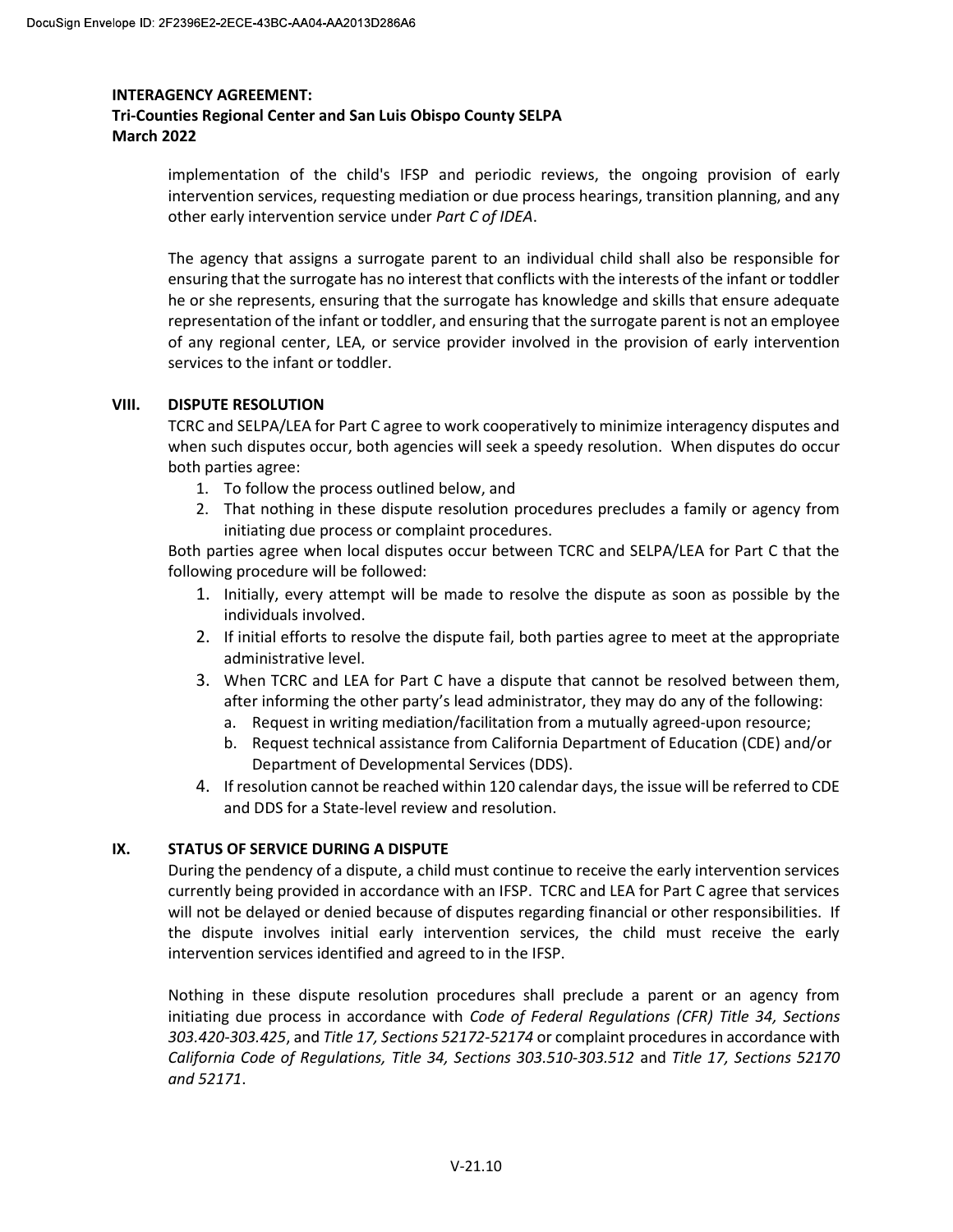implementation of the child's IFSP and periodic reviews, the ongoing provision of early intervention services, requesting mediation or due process hearings, transition planning, and any other early intervention service under *Part C of IDEA*.

The agency that assigns a surrogate parent to an individual child shall also be responsible for ensuring that the surrogate has no interest that conflicts with the interests of the infant or toddler he or she represents, ensuring that the surrogate has knowledge and skills that ensure adequate representation of the infant or toddler, and ensuring that the surrogate parent is not an employee of any regional center, LEA, or service provider involved in the provision of early intervention services to the infant or toddler.

## VIII. DISPUTE RESOLUTION

TCRC and SELPA/LEA for Part C agree to work cooperatively to minimize interagency disputes and when such disputes occur, both agencies will seek a speedy resolution. When disputes do occur both parties agree:

1. To follow the process outlined below, and
2. That nothing in these dispute resolution procedures precludes a family or agency from initiating due process or complaint procedures.

Both parties agree when local disputes occur between TCRC and SELPA/LEA for Part C that the following procedure will be followed:

1. Initially, every attempt will be made to resolve the dispute as soon as possible by the individuals involved.
2. If initial efforts to resolve the dispute fail, both parties agree to meet at the appropriate administrative level.
3. When TCRC and LEA for Part C have a dispute that cannot be resolved between them, after informing the other party's lead administrator, they may do any of the following:
   a. Request in writing mediation/facilitation from a mutually agreed-upon resource;
   b. Request technical assistance from California Department of Education (CDE) and/or Department of Developmental Services (DDS).
4. If resolution cannot be reached within 120 calendar days, the issue will be referred to CDE and DDS for a State-level review and resolution.

## IX. STATUS OF SERVICE DURING A DISPUTE

During the pendency of a dispute, a child must continue to receive the early intervention services currently being provided in accordance with an IFSP. TCRC and LEA for Part C agree that services will not be delayed or denied because of disputes regarding financial or other responsibilities. If the dispute involves initial early intervention services, the child must receive the early intervention services identified and agreed to in the IFSP.

Nothing in these dispute resolution procedures shall preclude a parent or an agency from initiating due process in accordance with *Code of Federal Regulations (CFR) Title 34, Sections 303.420-303.425*, and *Title 17, Sections 52172-52174* or complaint procedures in accordance with *California Code of Regulations, Title 34, Sections 303.510-303.512* and *Title 17, Sections 52170 and 52171*.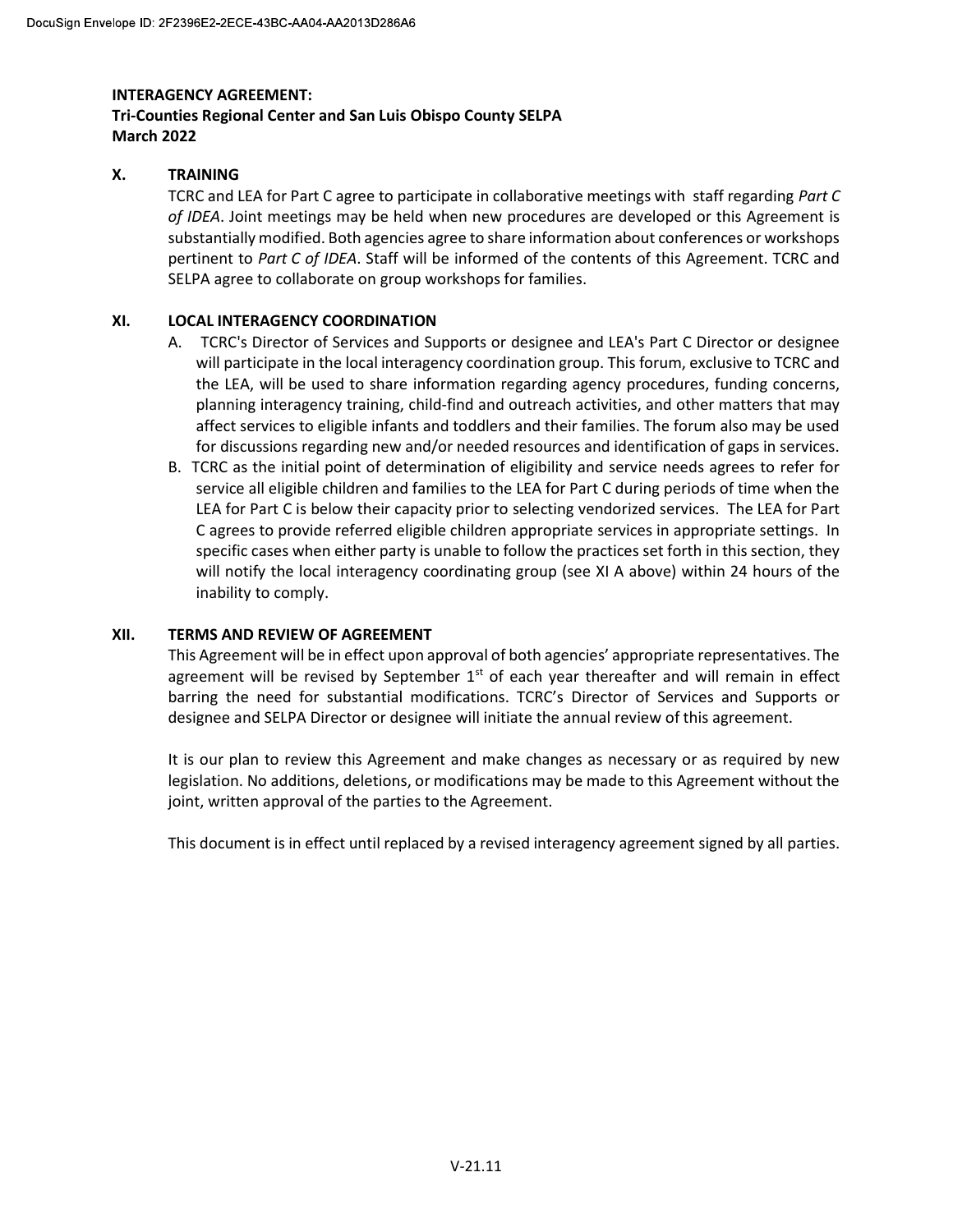**INTERAGENCY AGREEMENT:**
**Tri-Counties Regional Center and San Luis Obispo County SELPA**
**March 2022**

## X. TRAINING

TCRC and LEA for Part C agree to participate in collaborative meetings with staff regarding *Part C of IDEA*. Joint meetings may be held when new procedures are developed or this Agreement is substantially modified. Both agencies agree to share information about conferences or workshops pertinent to *Part C of IDEA*. Staff will be informed of the contents of this Agreement. TCRC and SELPA agree to collaborate on group workshops for families.

## XI. LOCAL INTERAGENCY COORDINATION

A. TCRC's Director of Services and Supports or designee and LEA's Part C Director or designee will participate in the local interagency coordination group. This forum, exclusive to TCRC and the LEA, will be used to share information regarding agency procedures, funding concerns, planning interagency training, child-find and outreach activities, and other matters that may affect services to eligible infants and toddlers and their families. The forum also may be used for discussions regarding new and/or needed resources and identification of gaps in services.

B. TCRC as the initial point of determination of eligibility and service needs agrees to refer for service all eligible children and families to the LEA for Part C during periods of time when the LEA for Part C is below their capacity prior to selecting vendorized services. The LEA for Part C agrees to provide referred eligible children appropriate services in appropriate settings. In specific cases when either party is unable to follow the practices set forth in this section, they will notify the local interagency coordinating group (see XI A above) within 24 hours of the inability to comply.

## XII. TERMS AND REVIEW OF AGREEMENT

This Agreement will be in effect upon approval of both agencies' appropriate representatives. The agreement will be revised by September 1st of each year thereafter and will remain in effect barring the need for substantial modifications. TCRC's Director of Services and Supports or designee and SELPA Director or designee will initiate the annual review of this agreement.

It is our plan to review this Agreement and make changes as necessary or as required by new legislation. No additions, deletions, or modifications may be made to this Agreement without the joint, written approval of the parties to the Agreement.

This document is in effect until replaced by a revised interagency agreement signed by all parties.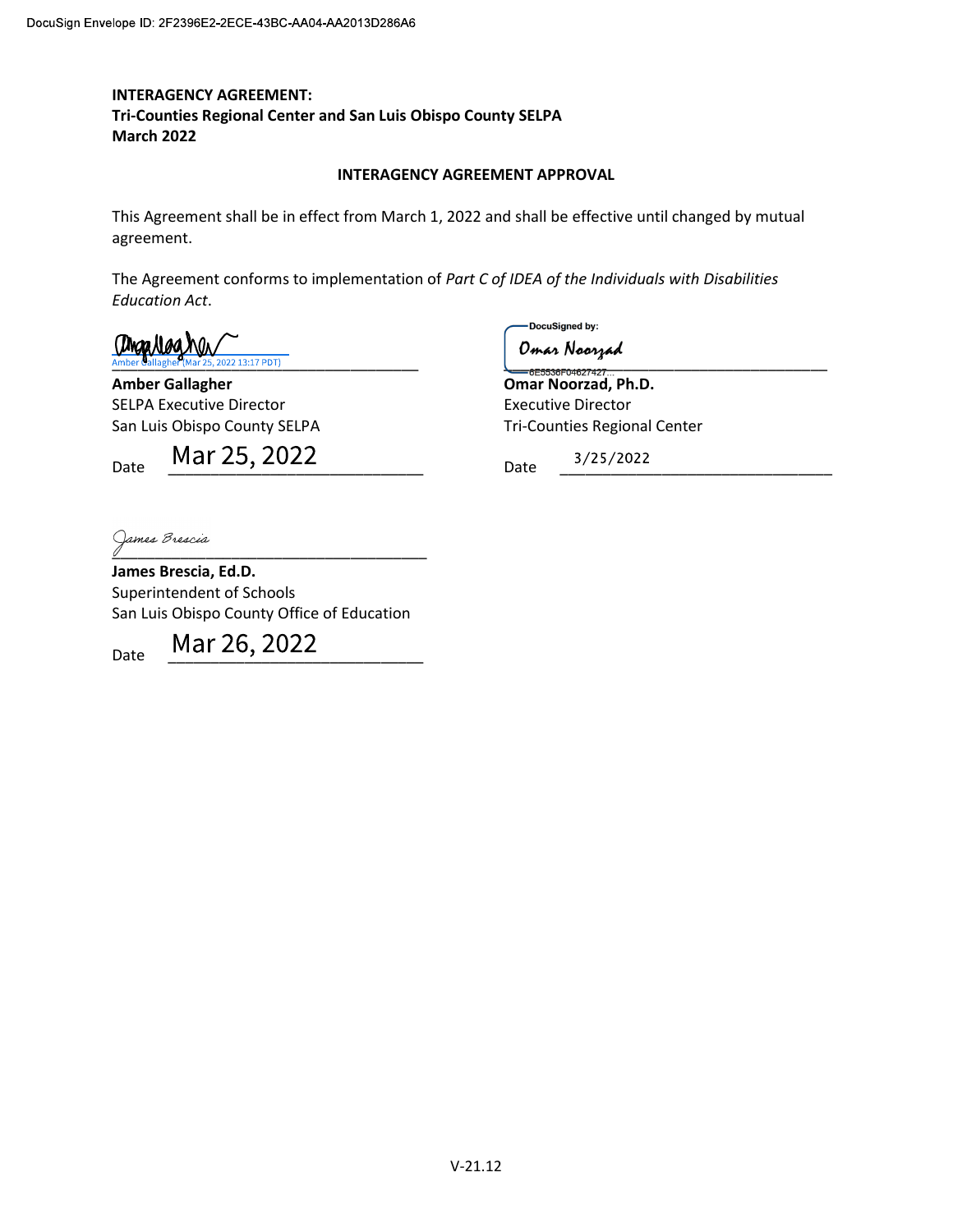**INTERAGENCY AGREEMENT:**
**Tri-Counties Regional Center and San Luis Obispo County SELPA**
**March 2022**

**INTERAGENCY AGREEMENT APPROVAL**

This Agreement shall be in effect from March 1, 2022 and shall be effective until changed by mutual agreement.

The Agreement conforms to implementation of *Part C of IDEA of the Individuals with Disabilities Education Act*.

Amber Gallagher (Mar 25, 2022 13:17 PDT)

**Amber Gallagher**
SELPA Executive Director
San Luis Obispo County SELPA

Date Mar 25, 2022

DocuSigned by:
Omar Noorzad
6E5536F04627427...

**Omar Noorzad, Ph.D.**
Executive Director
Tri-Counties Regional Center

Date 3/25/2022

James Brescia

**James Brescia, Ed.D.**
Superintendent of Schools
San Luis Obispo County Office of Education

Date Mar 26, 2022

V-21.12